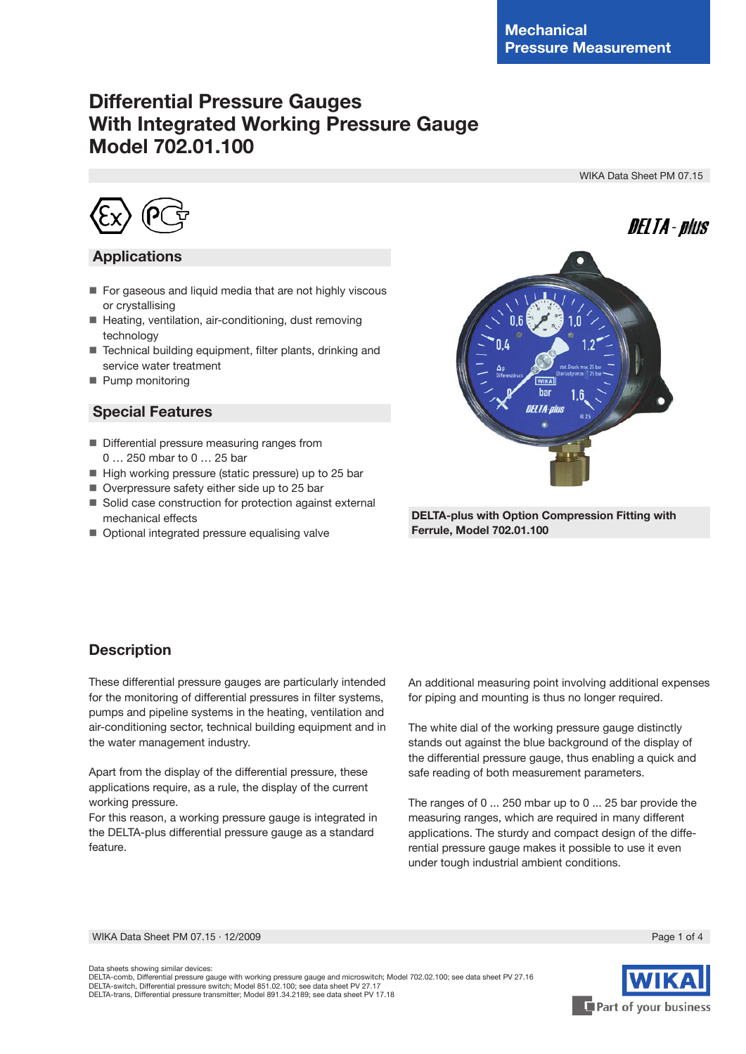Mechanical Pressure Measurement

# Differential Pressure Gauges With Integrated Working Pressure Gauge Model 702.01.100

WIKA Data Sheet PM 07.15

DELTA-plus

## Applications

- For gaseous and liquid media that are not highly viscous or crystallising
- Heating, ventilation, air-conditioning, dust removing technology
- Technical building equipment, filter plants, drinking and service water treatment
- Pump monitoring

## Special Features

- Differential pressure measuring ranges from 0 … 250 mbar to 0 … 25 bar
- High working pressure (static pressure) up to 25 bar
- Overpressure safety either side up to 25 bar
- Solid case construction for protection against external mechanical effects
- Optional integrated pressure equalising valve

**DELTA-plus with Option Compression Fitting with Ferrule, Model 702.01.100**

## Description

These differential pressure gauges are particularly intended for the monitoring of differential pressures in filter systems, pumps and pipeline systems in the heating, ventilation and air-conditioning sector, technical building equipment and in the water management industry.

Apart from the display of the differential pressure, these applications require, as a rule, the display of the current working pressure.
For this reason, a working pressure gauge is integrated in the DELTA-plus differential pressure gauge as a standard feature.

An additional measuring point involving additional expenses for piping and mounting is thus no longer required.

The white dial of the working pressure gauge distinctly stands out against the blue background of the display of the differential pressure gauge, thus enabling a quick and safe reading of both measurement parameters.

The ranges of 0 ... 250 mbar up to 0 ... 25 bar provide the measuring ranges, which are required in many different applications. The sturdy and compact design of the differential pressure gauge makes it possible to use it even under tough industrial ambient conditions.

Data sheets showing similar devices:
DELTA-comb, Differential pressure gauge with working pressure gauge and microswitch; Model 702.02.100; see data sheet PV 27.16
DELTA-switch, Differential pressure switch; Model 851.02.100; see data sheet PV 27.17
DELTA-trans, Differential pressure transmitter; Model 891.34.2189; see data sheet PV 17.18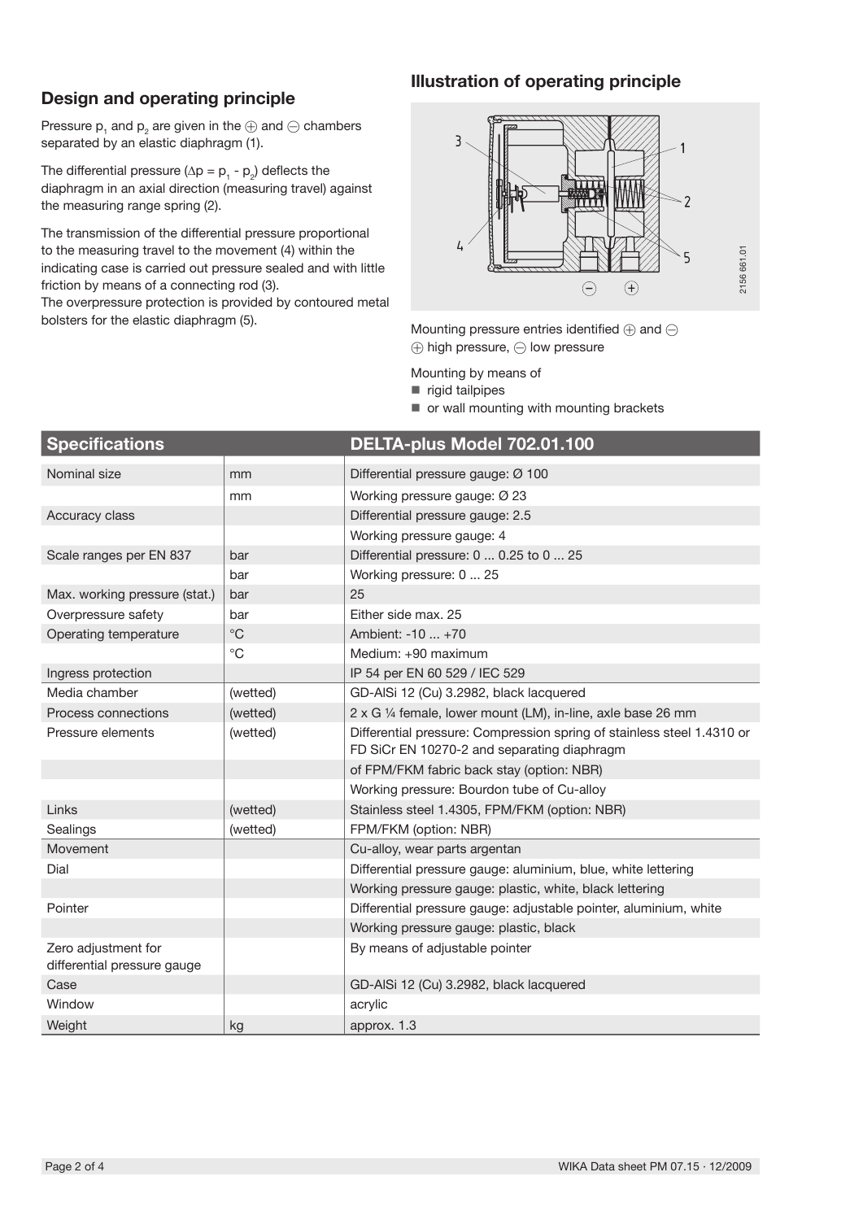## Design and operating principle

Pressure $p_1$ and $p_2$ are given in the ⊕ and ⊖ chambers separated by an elastic diaphragm (1).

The differential pressure ($\Delta p = p_1 - p_2$) deflects the diaphragm in an axial direction (measuring travel) against the measuring range spring (2).

The transmission of the differential pressure proportional to the measuring travel to the movement (4) within the indicating case is carried out pressure sealed and with little friction by means of a connecting rod (3).
The overpressure protection is provided by contoured metal bolsters for the elastic diaphragm (5).

## Illustration of operating principle

Mounting pressure entries identified ⊕ and ⊖
⊕ high pressure, ⊖ low pressure

Mounting by means of

- rigid tailpipes
- or wall mounting with mounting brackets

| Specifications | | DELTA-plus Model 702.01.100 |
|---|---|---|
| Nominal size | mm | Differential pressure gauge: Ø 100 |
| | mm | Working pressure gauge: Ø 23 |
| Accuracy class | | Differential pressure gauge: 2.5 |
| | | Working pressure gauge: 4 |
| Scale ranges per EN 837 | bar | Differential pressure: 0 ... 0.25 to 0 ... 25 |
| | bar | Working pressure: 0 ... 25 |
| Max. working pressure (stat.) | bar | 25 |
| Overpressure safety | bar | Either side max. 25 |
| Operating temperature | °C | Ambient: -10 ... +70 |
| | °C | Medium: +90 maximum |
| Ingress protection | | IP 54 per EN 60 529 / IEC 529 |
| Media chamber | (wetted) | GD-AlSi 12 (Cu) 3.2982, black lacquered |
| Process connections | (wetted) | 2 x G ¼ female, lower mount (LM), in-line, axle base 26 mm |
| Pressure elements | (wetted) | Differential pressure: Compression spring of stainless steel 1.4310 or FD SiCr EN 10270-2 and separating diaphragm |
| | | of FPM/FKM fabric back stay (option: NBR) |
| | | Working pressure: Bourdon tube of Cu-alloy |
| Links | (wetted) | Stainless steel 1.4305, FPM/FKM (option: NBR) |
| Sealings | (wetted) | FPM/FKM (option: NBR) |
| Movement | | Cu-alloy, wear parts argentan |
| Dial | | Differential pressure gauge: aluminium, blue, white lettering |
| | | Working pressure gauge: plastic, white, black lettering |
| Pointer | | Differential pressure gauge: adjustable pointer, aluminium, white |
| | | Working pressure gauge: plastic, black |
| Zero adjustment for differential pressure gauge | | By means of adjustable pointer |
| Case | | GD-AlSi 12 (Cu) 3.2982, black lacquered |
| Window | | acrylic |
| Weight | kg | approx. 1.3 |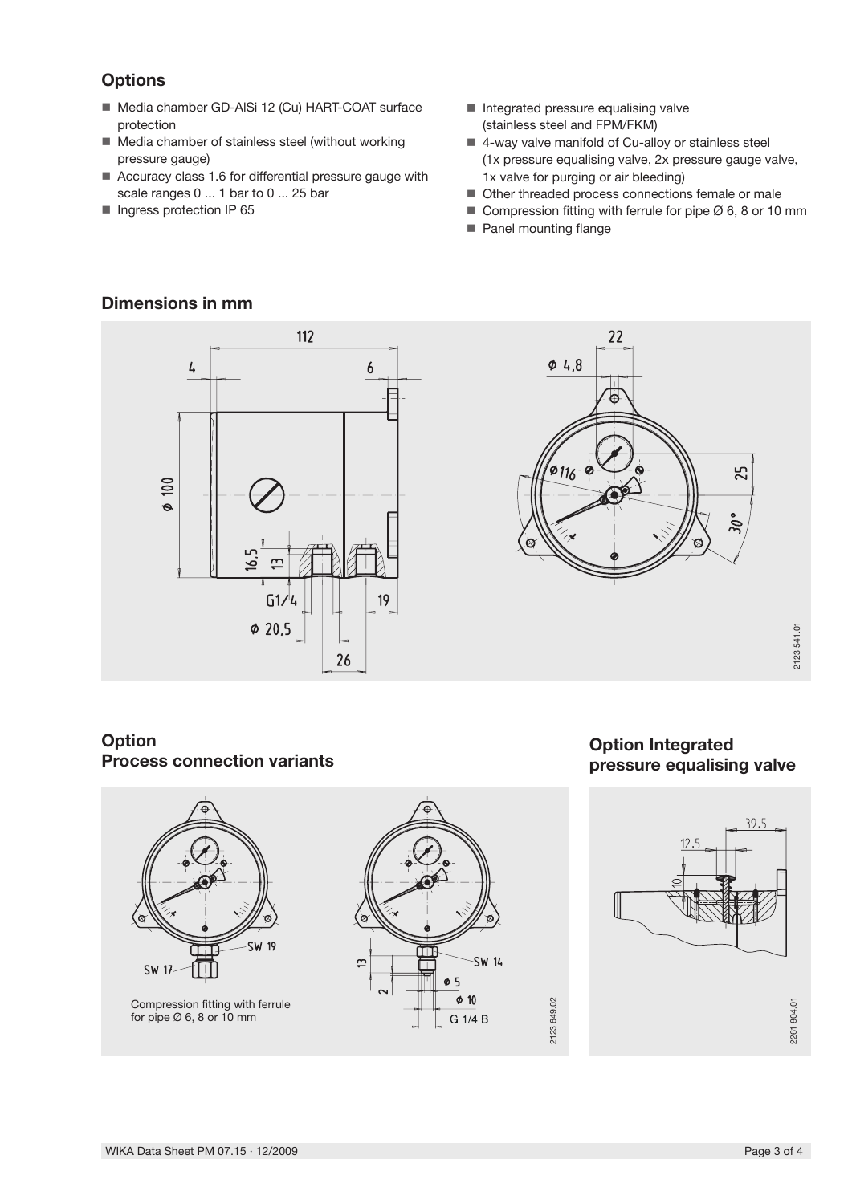## Options

- Media chamber GD-AlSi 12 (Cu) HART-COAT surface protection
- Media chamber of stainless steel (without working pressure gauge)
- Accuracy class 1.6 for differential pressure gauge with scale ranges 0 ... 1 bar to 0 ... 25 bar
- Ingress protection IP 65
- Integrated pressure equalising valve (stainless steel and FPM/FKM)
- 4-way valve manifold of Cu-alloy or stainless steel (1x pressure equalising valve, 2x pressure gauge valve, 1x valve for purging or air bleeding)
- Other threaded process connections female or male
- Compression fitting with ferrule for pipe Ø 6, 8 or 10 mm
- Panel mounting flange

## Dimensions in mm

2123 541.01

## Option Process connection variants

Compression fitting with ferrule for pipe Ø 6, 8 or 10 mm

2123 649.02

## Option Integrated pressure equalising valve

2261 804.01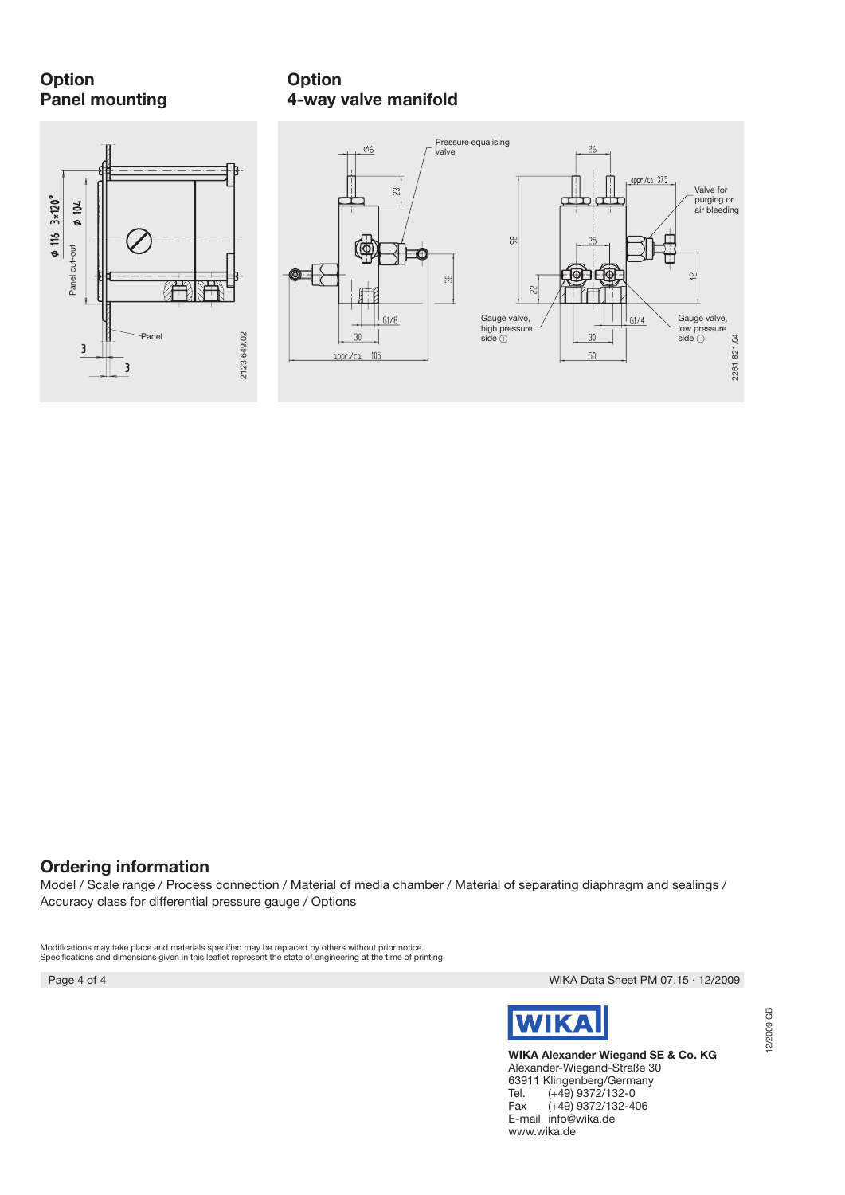## Option
## Panel mounting

Ø 116
3×120°
Ø 104
Panel cut-out
Panel
3
3
2123 649.02

## Option
## 4-way valve manifold

Pressure equalising valve
Ø6
23
38
G1/8
30
appr./ca. 105
26
appr./ca. 37.5
Valve for purging or air bleeding
98
25
22
42
G1/4
30
50
Gauge valve, high pressure side ⊕
Gauge valve, low pressure side ⊖
2261 821.04

## Ordering information

Model / Scale range / Process connection / Material of media chamber / Material of separating diaphragm and sealings / Accuracy class for differential pressure gauge / Options

Modifications may take place and materials specified may be replaced by others without prior notice.
Specifications and dimensions given in this leaflet represent the state of engineering at the time of printing.

WIKA

**WIKA Alexander Wiegand SE & Co. KG**
Alexander-Wiegand-Straße 30
63911 Klingenberg/Germany
Tel. (+49) 9372/132-0
Fax (+49) 9372/132-406
E-mail info@wika.de
www.wika.de

12/2009 GB